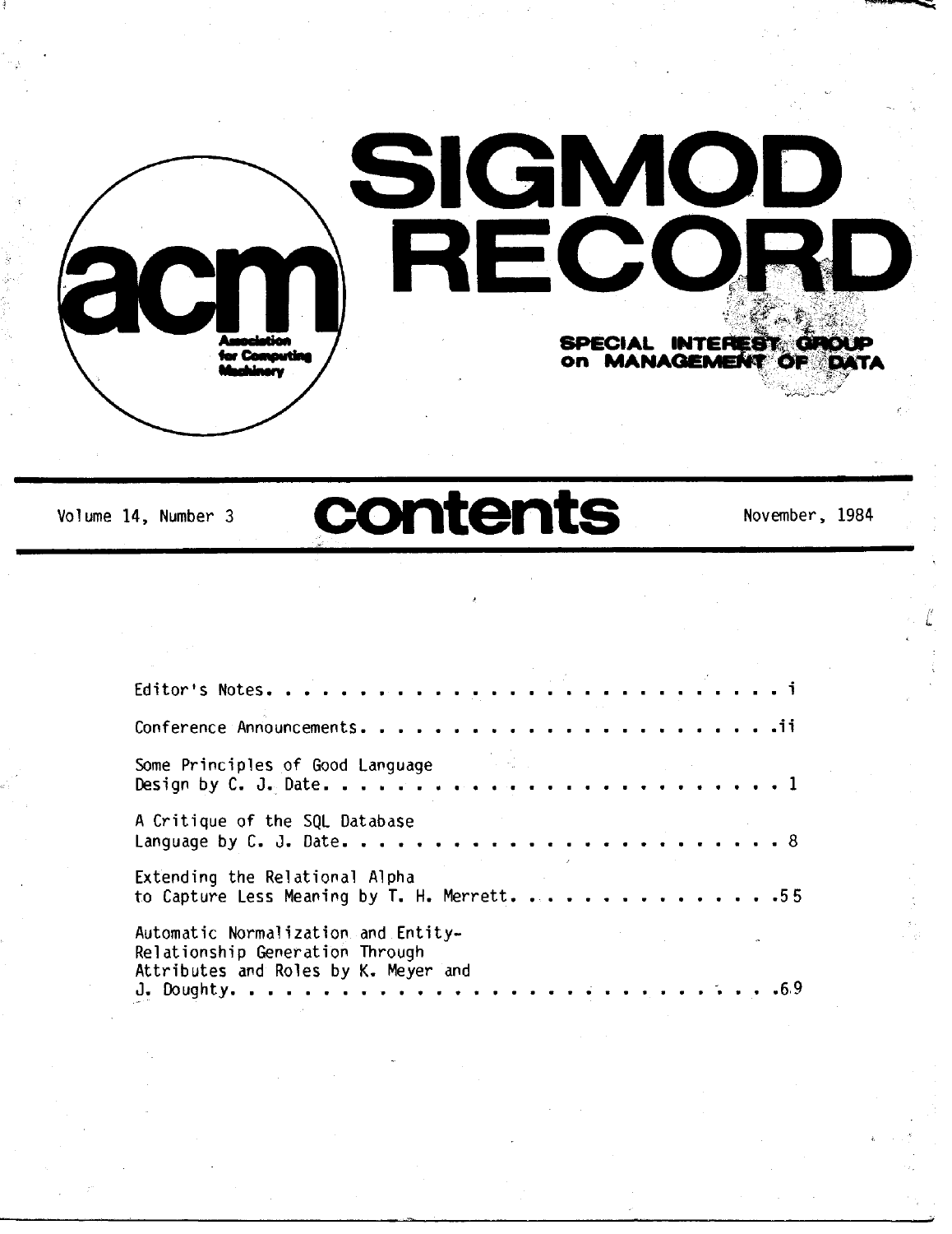# SIGMOD RECORD

acm — Association for Computing Machinery

SPECIAL INTEREST GROUP on MANAGEMENT OF DATA

Volume 14, Number 3 — **contents** — November, 1984

| | |
|---|---|
| Editor's Notes | i |
| Conference Announcements | ii |
| Some Principles of Good Language Design by C. J. Date | 1 |
| A Critique of the SQL Database Language by C. J. Date | 8 |
| Extending the Relational Alpha to Capture Less Meaning by T. H. Merrett | 55 |
| Automatic Normalization and Entity-Relationship Generation Through Attributes and Roles by K. Meyer and J. Doughty | 69 |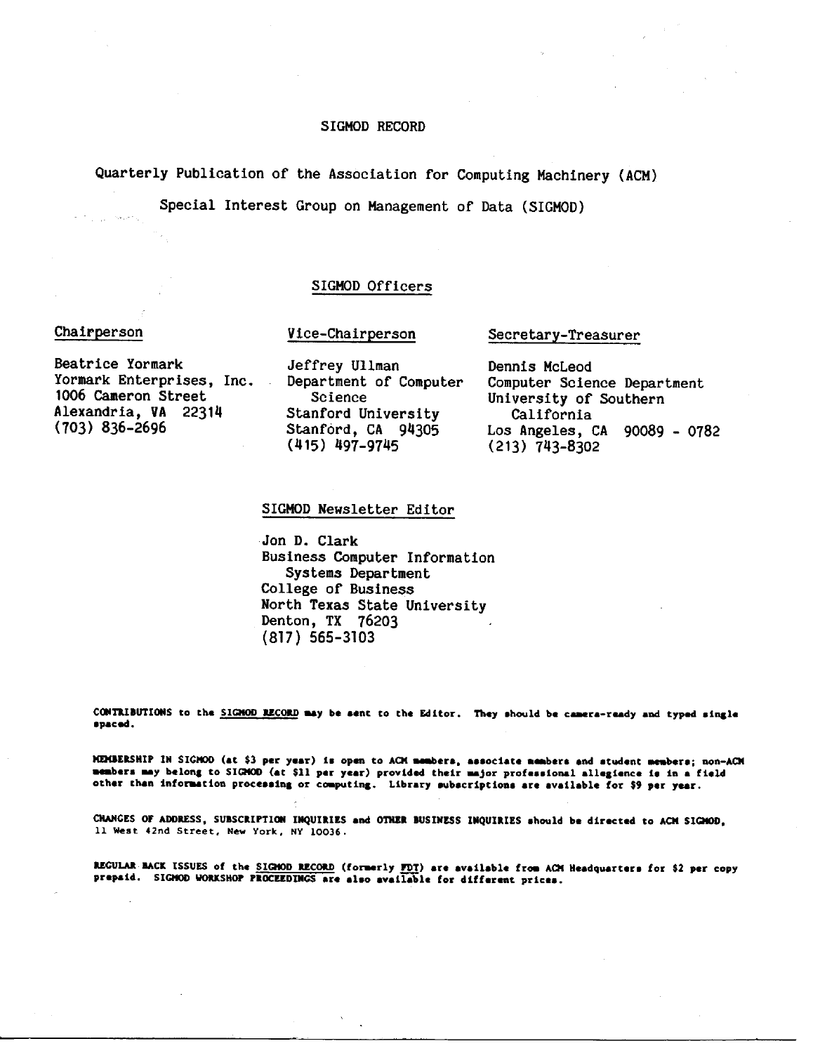# SIGMOD RECORD

Quarterly Publication of the Association for Computing Machinery (ACM)

Special Interest Group on Management of Data (SIGMOD)

## SIGMOD Officers

**Chairperson**

Beatrice Yormark
Yormark Enterprises, Inc.
1006 Cameron Street
Alexandria, VA 22314
(703) 836-2696

**Vice-Chairperson**

Jeffrey Ullman
Department of Computer Science
Stanford University
Stanford, CA 94305
(415) 497-9745

**Secretary-Treasurer**

Dennis McLeod
Computer Science Department
University of Southern California
Los Angeles, CA 90089 - 0782
(213) 743-8302

## SIGMOD Newsletter Editor

Jon D. Clark
Business Computer Information Systems Department
College of Business
North Texas State University
Denton, TX 76203
(817) 565-3103

**CONTRIBUTIONS** to the SIGMOD RECORD may be sent to the Editor. They should be camera-ready and typed single spaced.

**MEMBERSHIP IN SIGMOD** (at $3 per year) is open to ACM members, associate members and student members; non-ACM members may belong to SIGMOD (at $11 per year) provided their major professional allegiance is in a field other than information processing or computing. Library subscriptions are available for $9 per year.

**CHANGES OF ADDRESS, SUBSCRIPTION INQUIRIES and OTHER BUSINESS INQUIRIES** should be directed to ACM SIGMOD, 11 West 42nd Street, New York, NY 10036.

**REGULAR BACK ISSUES** of the SIGMOD RECORD (formerly FDT) are available from ACM Headquarters for $2 per copy prepaid. SIGMOD WORKSHOP PROCEEDINGS are also available for different prices.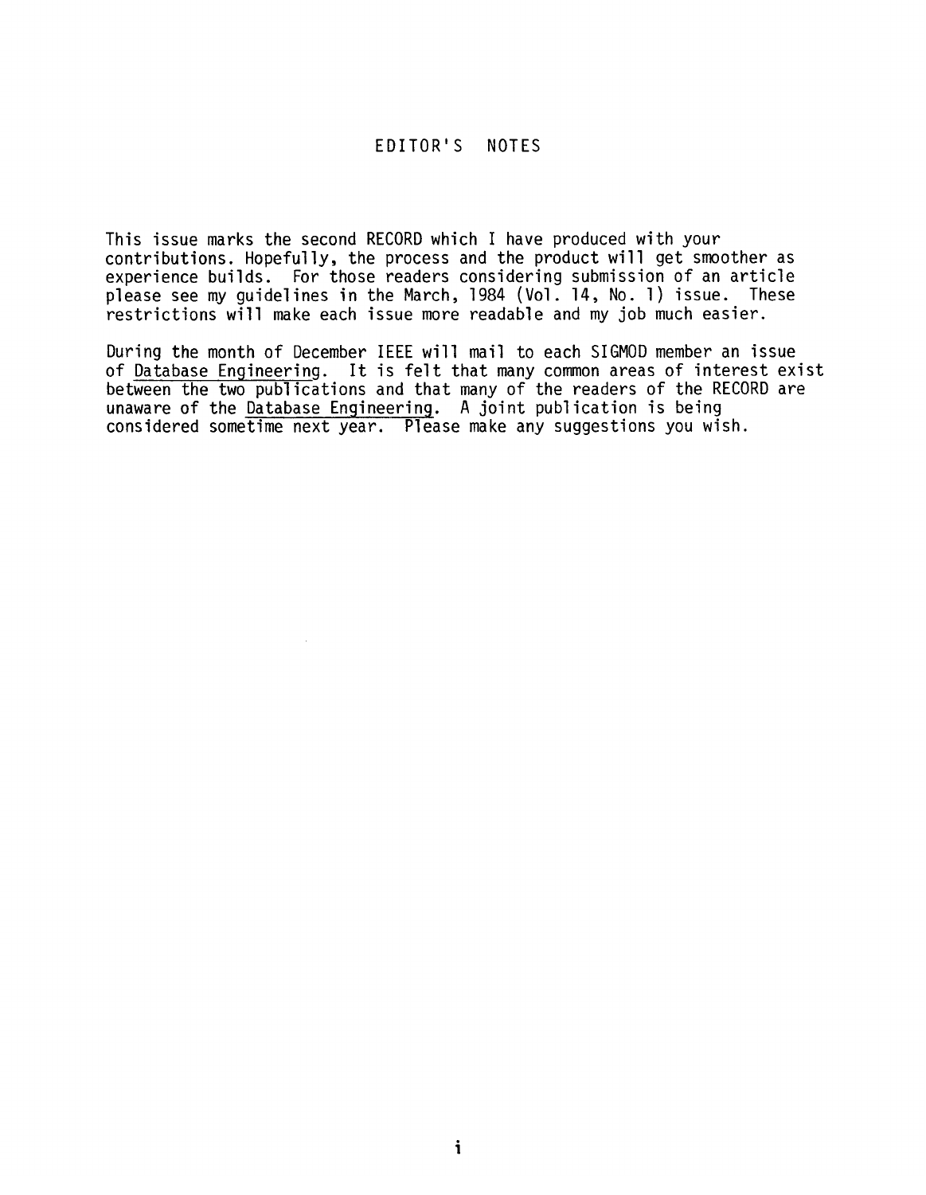# EDITOR'S NOTES

This issue marks the second RECORD which I have produced with your contributions. Hopefully, the process and the product will get smoother as experience builds. For those readers considering submission of an article please see my guidelines in the March, 1984 (Vol. 14, No. 1) issue. These restrictions will make each issue more readable and my job much easier.

During the month of December IEEE will mail to each SIGMOD member an issue of Database Engineering. It is felt that many common areas of interest exist between the two publications and that many of the readers of the RECORD are unaware of the Database Engineering. A joint publication is being considered sometime next year. Please make any suggestions you wish.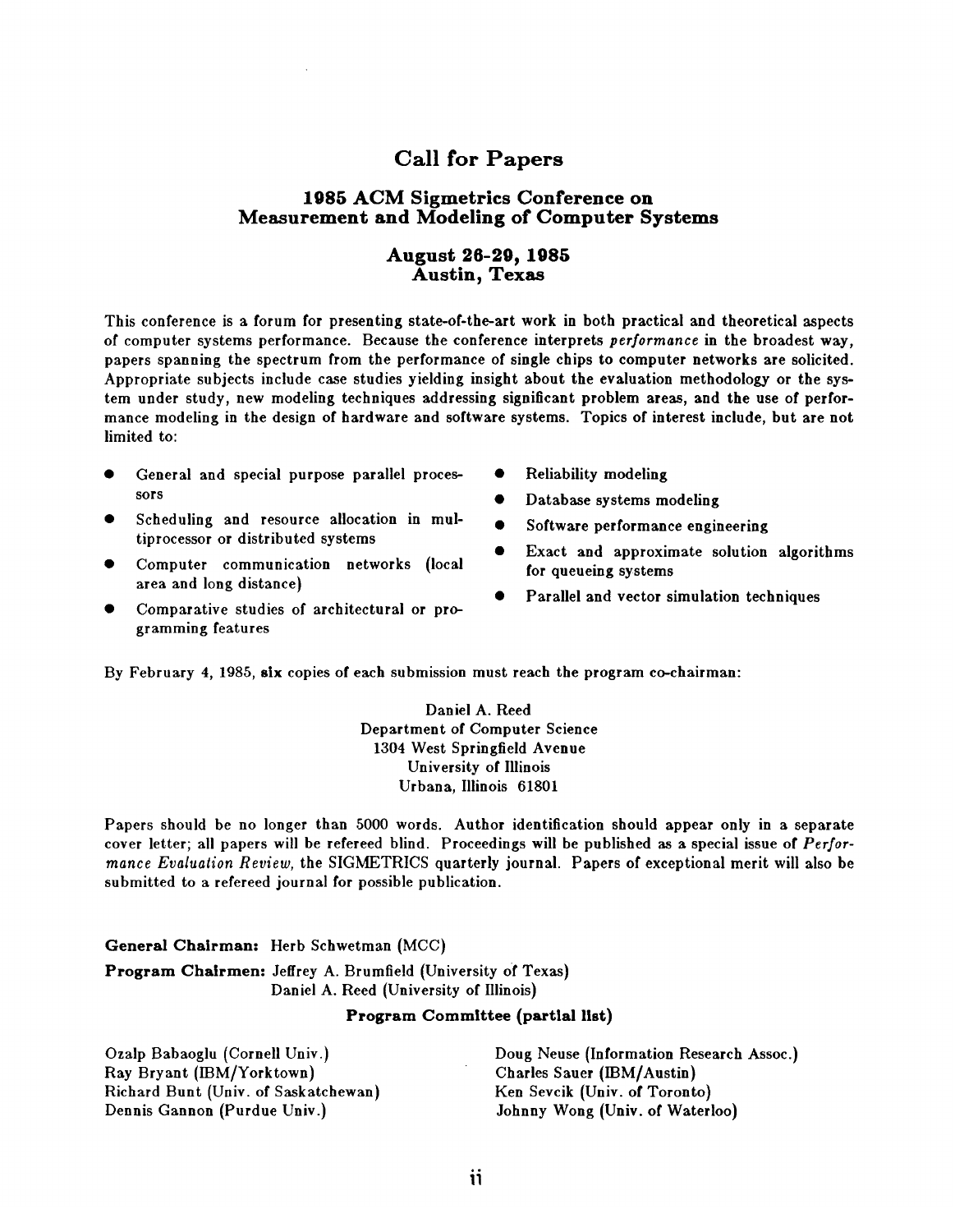# Call for Papers

## 1985 ACM Sigmetrics Conference on Measurement and Modeling of Computer Systems

### August 26-29, 1985
### Austin, Texas

This conference is a forum for presenting state-of-the-art work in both practical and theoretical aspects of computer systems performance. Because the conference interprets *performance* in the broadest way, papers spanning the spectrum from the performance of single chips to computer networks are solicited. Appropriate subjects include case studies yielding insight about the evaluation methodology or the system under study, new modeling techniques addressing significant problem areas, and the use of performance modeling in the design of hardware and software systems. Topics of interest include, but are not limited to:

- General and special purpose parallel processors
- Scheduling and resource allocation in multiprocessor or distributed systems
- Computer communication networks (local area and long distance)
- Comparative studies of architectural or programming features
- Reliability modeling
- Database systems modeling
- Software performance engineering
- Exact and approximate solution algorithms for queueing systems
- Parallel and vector simulation techniques

By February 4, 1985, **six** copies of each submission must reach the program co-chairman:

Daniel A. Reed
Department of Computer Science
1304 West Springfield Avenue
University of Illinois
Urbana, Illinois 61801

Papers should be no longer than 5000 words. Author identification should appear only in a separate cover letter; all papers will be refereed blind. Proceedings will be published as a special issue of *Performance Evaluation Review*, the SIGMETRICS quarterly journal. Papers of exceptional merit will also be submitted to a refereed journal for possible publication.

**General Chairman:** Herb Schwetman (MCC)

**Program Chairmen:** Jeffrey A. Brumfield (University of Texas)
Daniel A. Reed (University of Illinois)

**Program Committee (partial list)**

Ozalp Babaoglu (Cornell Univ.)
Ray Bryant (IBM/Yorktown)
Richard Bunt (Univ. of Saskatchewan)
Dennis Gannon (Purdue Univ.)
Doug Neuse (Information Research Assoc.)
Charles Sauer (IBM/Austin)
Ken Sevcik (Univ. of Toronto)
Johnny Wong (Univ. of Waterloo)